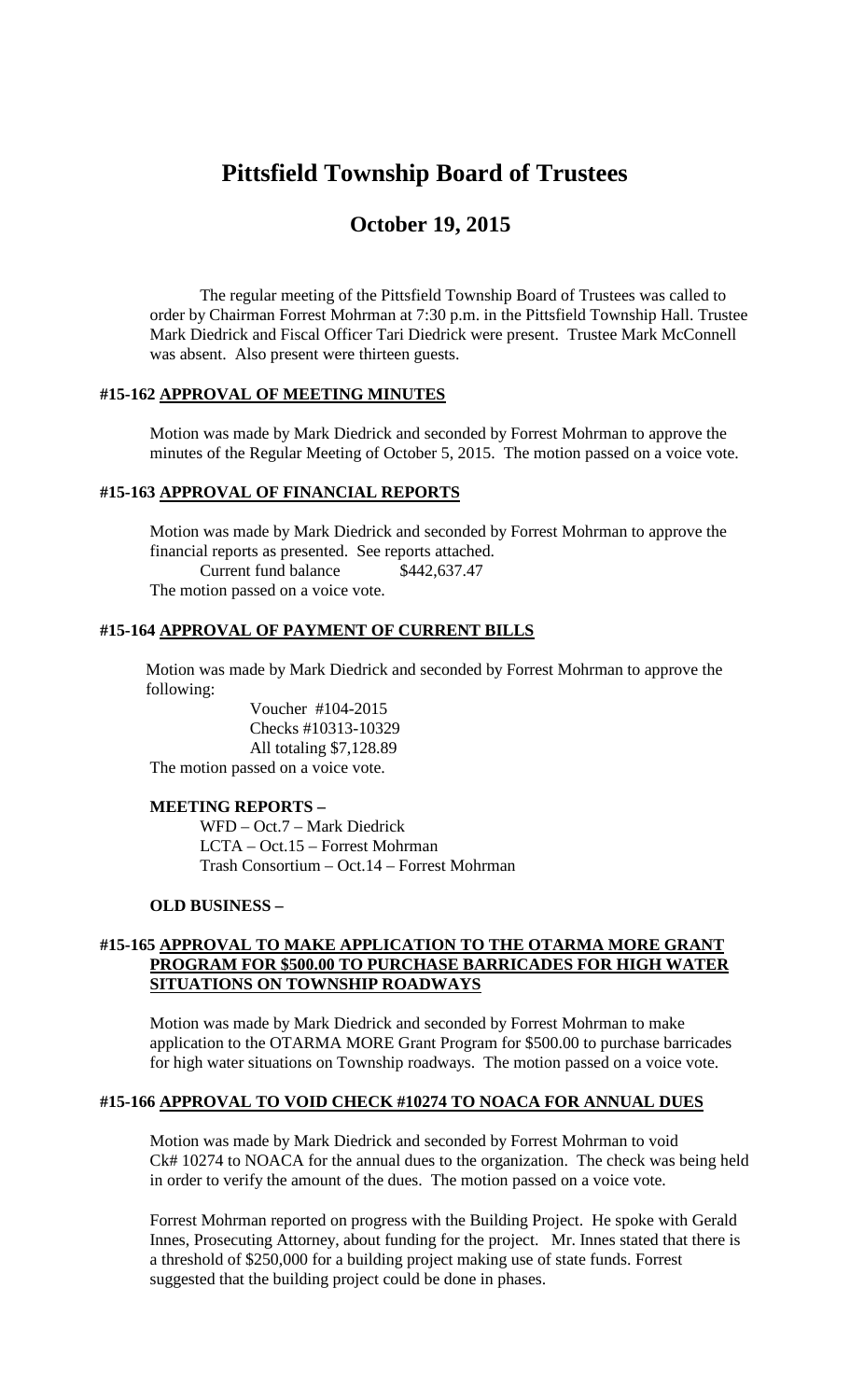# Pittsfield Township Board of Trustees

## October 19, 2015

The regular meeting of the Pittsfield Township Board of Trustees was called to order by Chairman Forrest Mohrman at 7:30 p.m. in the Pittsfield Township Hall. Trustee Mark Diedrick and Fiscal Officer Tari Diedrick were present. Trustee Mark McConnell was absent. Also present were thirteen guests.

### #15-162 APPROVAL OF MEETING MINUTES

Motion was made by Mark Diedrick and seconded by Forrest Mohrman to approve the minutes of the Regular Meeting of October 5, 2015. The motion passed on a voice vote.

### #15-163 APPROVAL OF FINANCIAL REPORTS

Motion was made by Mark Diedrick and seconded by Forrest Mohrman to approve the financial reports as presented. See reports attached.

Current fund balance $442,637.47

The motion passed on a voice vote.

### #15-164 APPROVAL OF PAYMENT OF CURRENT BILLS

Motion was made by Mark Diedrick and seconded by Forrest Mohrman to approve the following:

Voucher #104-2015
Checks #10313-10329
All totaling $7,128.89

The motion passed on a voice vote.

**MEETING REPORTS –**

WFD – Oct.7 – Mark Diedrick
LCTA – Oct.15 – Forrest Mohrman
Trash Consortium – Oct.14 – Forrest Mohrman

**OLD BUSINESS –**

### #15-165 APPROVAL TO MAKE APPLICATION TO THE OTARMA MORE GRANT PROGRAM FOR $500.00 TO PURCHASE BARRICADES FOR HIGH WATER SITUATIONS ON TOWNSHIP ROADWAYS

Motion was made by Mark Diedrick and seconded by Forrest Mohrman to make application to the OTARMA MORE Grant Program for $500.00 to purchase barricades for high water situations on Township roadways. The motion passed on a voice vote.

### #15-166 APPROVAL TO VOID CHECK #10274 TO NOACA FOR ANNUAL DUES

Motion was made by Mark Diedrick and seconded by Forrest Mohrman to void Ck# 10274 to NOACA for the annual dues to the organization. The check was being held in order to verify the amount of the dues. The motion passed on a voice vote.

Forrest Mohrman reported on progress with the Building Project. He spoke with Gerald Innes, Prosecuting Attorney, about funding for the project. Mr. Innes stated that there is a threshold of $250,000 for a building project making use of state funds. Forrest suggested that the building project could be done in phases.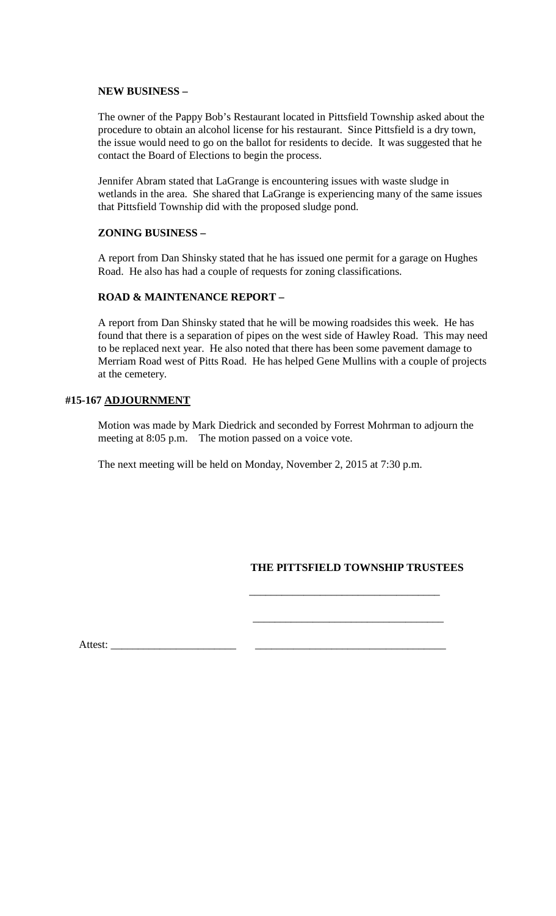**NEW BUSINESS –**

The owner of the Pappy Bob's Restaurant located in Pittsfield Township asked about the procedure to obtain an alcohol license for his restaurant. Since Pittsfield is a dry town, the issue would need to go on the ballot for residents to decide. It was suggested that he contact the Board of Elections to begin the process.

Jennifer Abram stated that LaGrange is encountering issues with waste sludge in wetlands in the area. She shared that LaGrange is experiencing many of the same issues that Pittsfield Township did with the proposed sludge pond.

**ZONING BUSINESS –**

A report from Dan Shinsky stated that he has issued one permit for a garage on Hughes Road. He also has had a couple of requests for zoning classifications.

**ROAD & MAINTENANCE REPORT –**

A report from Dan Shinsky stated that he will be mowing roadsides this week. He has found that there is a separation of pipes on the west side of Hawley Road. This may need to be replaced next year. He also noted that there has been some pavement damage to Merriam Road west of Pitts Road. He has helped Gene Mullins with a couple of projects at the cemetery.

**#15-167 ADJOURNMENT**

Motion was made by Mark Diedrick and seconded by Forrest Mohrman to adjourn the meeting at 8:05 p.m. The motion passed on a voice vote.

The next meeting will be held on Monday, November 2, 2015 at 7:30 p.m.

**THE PITTSFIELD TOWNSHIP TRUSTEES**

\_\_\_\_\_\_\_\_\_\_\_\_\_\_\_\_\_\_\_\_\_\_\_\_\_\_\_\_\_\_\_\_\_\_\_

\_\_\_\_\_\_\_\_\_\_\_\_\_\_\_\_\_\_\_\_\_\_\_\_\_\_\_\_\_\_\_\_\_\_\_

Attest: \_\_\_\_\_\_\_\_\_\_\_\_\_\_\_\_\_\_\_\_\_\_\_ \_\_\_\_\_\_\_\_\_\_\_\_\_\_\_\_\_\_\_\_\_\_\_\_\_\_\_\_\_\_\_\_\_\_\_